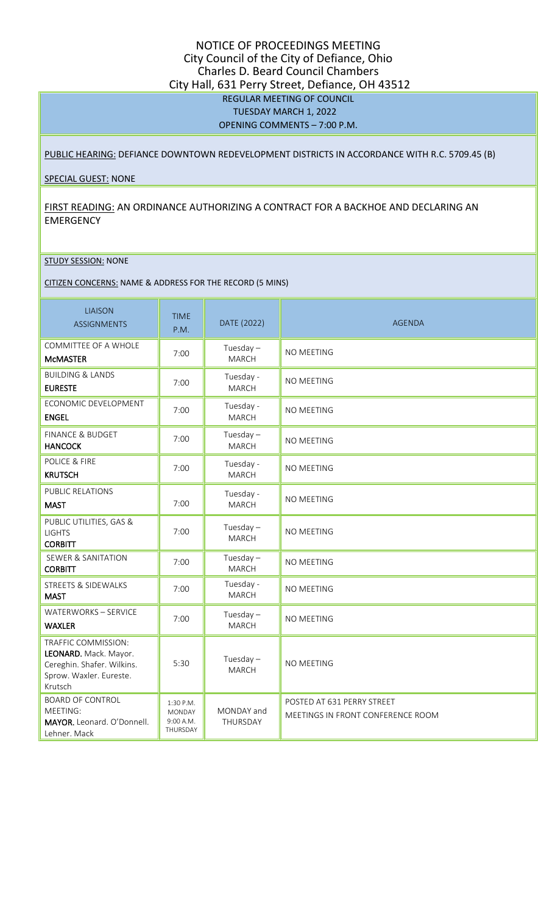# NOTICE OF PROCEEDINGS MEETING

## City Council of the City of Defiance, Ohio

## Charles D. Beard Council Chambers

## City Hall, 631 Perry Street, Defiance, OH 43512

**REGULAR MEETING OF COUNCIL**
**TUESDAY MARCH 1, 2022**
**OPENING COMMENTS – 7:00 P.M.**

PUBLIC HEARING: DEFIANCE DOWNTOWN REDEVELOPMENT DISTRICTS IN ACCORDANCE WITH R.C. 5709.45 (B)

SPECIAL GUEST: NONE

FIRST READING: AN ORDINANCE AUTHORIZING A CONTRACT FOR A BACKHOE AND DECLARING AN EMERGENCY

STUDY SESSION: NONE

CITIZEN CONCERNS: NAME & ADDRESS FOR THE RECORD (5 MINS)

| LIAISON ASSIGNMENTS | TIME P.M. | DATE (2022) | AGENDA |
|---|---|---|---|
| COMMITTEE OF A WHOLE **McMASTER** | 7:00 | Tuesday – MARCH | NO MEETING |
| BUILDING & LANDS **EURESTE** | 7:00 | Tuesday - MARCH | NO MEETING |
| ECONOMIC DEVELOPMENT **ENGEL** | 7:00 | Tuesday - MARCH | NO MEETING |
| FINANCE & BUDGET **HANCOCK** | 7:00 | Tuesday – MARCH | NO MEETING |
| POLICE & FIRE **KRUTSCH** | 7:00 | Tuesday - MARCH | NO MEETING |
| PUBLIC RELATIONS **MAST** | 7:00 | Tuesday - MARCH | NO MEETING |
| PUBLIC UTILITIES, GAS & LIGHTS **CORBITT** | 7:00 | Tuesday – MARCH | NO MEETING |
| SEWER & SANITATION **CORBITT** | 7:00 | Tuesday – MARCH | NO MEETING |
| STREETS & SIDEWALKS **MAST** | 7:00 | Tuesday - MARCH | NO MEETING |
| WATERWORKS – SERVICE **WAXLER** | 7:00 | Tuesday – MARCH | NO MEETING |
| TRAFFIC COMMISSION: **LEONARD.** Mack. Mayor. Cereghin. Shafer. Wilkins. Sprow. Waxler. Eureste. Krutsch | 5:30 | Tuesday – MARCH | NO MEETING |
| BOARD OF CONTROL MEETING: **MAYOR.** Leonard. O'Donnell. Lehner. Mack | 1:30 P.M. MONDAY 9:00 A.M. THURSDAY | MONDAY and THURSDAY | POSTED AT 631 PERRY STREET MEETINGS IN FRONT CONFERENCE ROOM |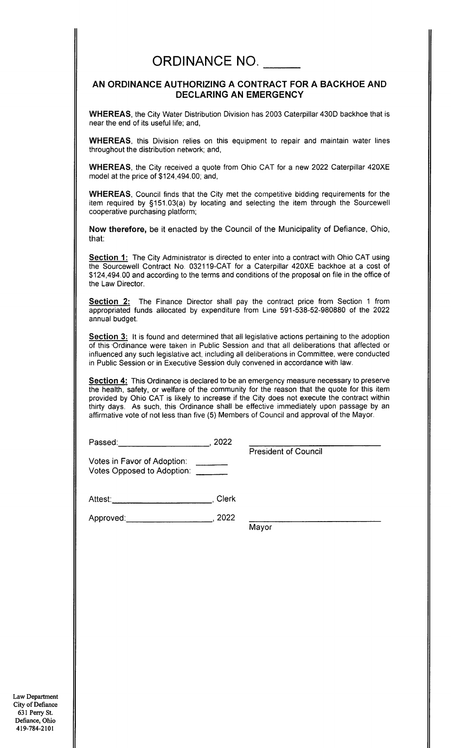# ORDINANCE NO. _____

## AN ORDINANCE AUTHORIZING A CONTRACT FOR A BACKHOE AND DECLARING AN EMERGENCY

**WHEREAS**, the City Water Distribution Division has 2003 Caterpillar 430D backhoe that is near the end of its useful life; and,

**WHEREAS**, this Division relies on this equipment to repair and maintain water lines throughout the distribution network; and,

**WHEREAS**, the City received a quote from Ohio CAT for a new 2022 Caterpillar 420XE model at the price of $124,494.00; and,

**WHEREAS**, Council finds that the City met the competitive bidding requirements for the item required by §151.03(a) by locating and selecting the item through the Sourcewell cooperative purchasing platform;

**Now therefore,** be it enacted by the Council of the Municipality of Defiance, Ohio, that:

**Section 1:** The City Administrator is directed to enter into a contract with Ohio CAT using the Sourcewell Contract No. 032119-CAT for a Caterpillar 420XE backhoe at a cost of $124,494.00 and according to the terms and conditions of the proposal on file in the office of the Law Director.

**Section 2:** The Finance Director shall pay the contract price from Section 1 from appropriated funds allocated by expenditure from Line 591-538-52-980880 of the 2022 annual budget.

**Section 3:** It is found and determined that all legislative actions pertaining to the adoption of this Ordinance were taken in Public Session and that all deliberations that affected or influenced any such legislative act, including all deliberations in Committee, were conducted in Public Session or in Executive Session duly convened in accordance with law.

**Section 4:** This Ordinance is declared to be an emergency measure necessary to preserve the health, safety, or welfare of the community for the reason that the quote for this item provided by Ohio CAT is likely to increase if the City does not execute the contract within thirty days. As such, this Ordinance shall be effective immediately upon passage by an affirmative vote of not less than five (5) Members of Council and approval of the Mayor.

Passed: ____________________, 2022

____________________________
President of Council

Votes in Favor of Adoption: _______
Votes Opposed to Adoption: _______

Attest: ______________________, Clerk

Approved: ____________________, 2022

____________________________
Mayor

Law Department
City of Defiance
631 Perry St.
Defiance, Ohio
419-784-2101